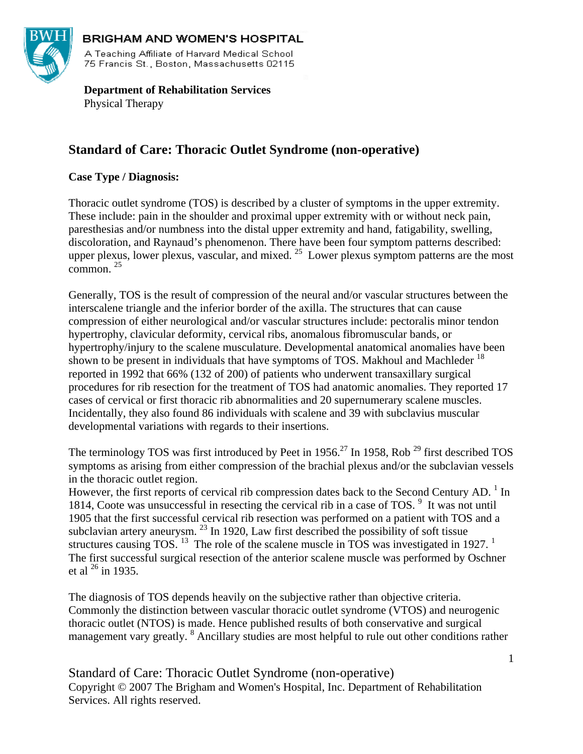**BRIGHAM AND WOMEN'S HOSPITAL**

A Teaching Affiliate of Harvard Medical School
75 Francis St., Boston, Massachusetts 02115

**Department of Rehabilitation Services**
Physical Therapy

# Standard of Care: Thoracic Outlet Syndrome (non-operative)

**Case Type / Diagnosis:**

Thoracic outlet syndrome (TOS) is described by a cluster of symptoms in the upper extremity. These include: pain in the shoulder and proximal upper extremity with or without neck pain, paresthesias and/or numbness into the distal upper extremity and hand, fatigability, swelling, discoloration, and Raynaud's phenomenon. There have been four symptom patterns described: upper plexus, lower plexus, vascular, and mixed.[25] Lower plexus symptom patterns are the most common.[25]

Generally, TOS is the result of compression of the neural and/or vascular structures between the interscalene triangle and the inferior border of the axilla. The structures that can cause compression of either neurological and/or vascular structures include: pectoralis minor tendon hypertrophy, clavicular deformity, cervical ribs, anomalous fibromuscular bands, or hypertrophy/injury to the scalene musculature. Developmental anatomical anomalies have been shown to be present in individuals that have symptoms of TOS. Makhoul and Machleder[18] reported in 1992 that 66% (132 of 200) of patients who underwent transaxillary surgical procedures for rib resection for the treatment of TOS had anatomic anomalies. They reported 17 cases of cervical or first thoracic rib abnormalities and 20 supernumerary scalene muscles. Incidentally, they also found 86 individuals with scalene and 39 with subclavius muscular developmental variations with regards to their insertions.

The terminology TOS was first introduced by Peet in 1956.[27] In 1958, Rob[29] first described TOS symptoms as arising from either compression of the brachial plexus and/or the subclavian vessels in the thoracic outlet region.
However, the first reports of cervical rib compression dates back to the Second Century AD.[1] In 1814, Coote was unsuccessful in resecting the cervical rib in a case of TOS.[9] It was not until 1905 that the first successful cervical rib resection was performed on a patient with TOS and a subclavian artery aneurysm.[23] In 1920, Law first described the possibility of soft tissue structures causing TOS.[13] The role of the scalene muscle in TOS was investigated in 1927.[1] The first successful surgical resection of the anterior scalene muscle was performed by Oschner et al[26] in 1935.

The diagnosis of TOS depends heavily on the subjective rather than objective criteria. Commonly the distinction between vascular thoracic outlet syndrome (VTOS) and neurogenic thoracic outlet (NTOS) is made. Hence published results of both conservative and surgical management vary greatly.[8] Ancillary studies are most helpful to rule out other conditions rather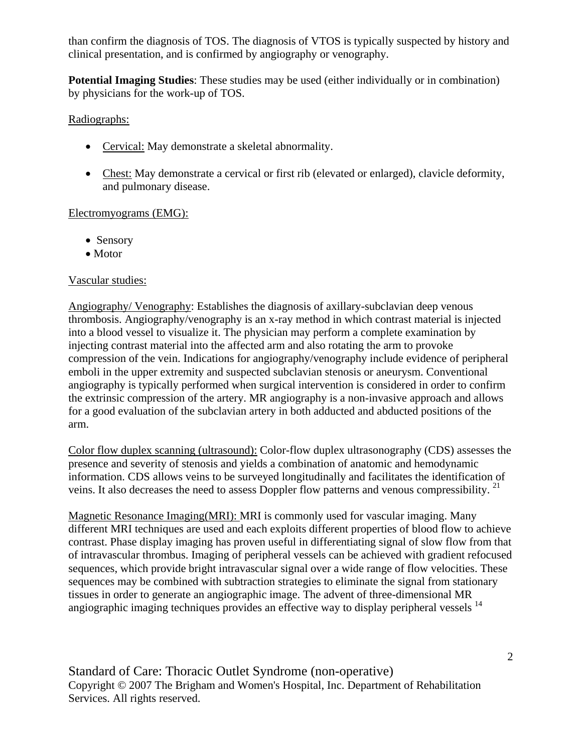than confirm the diagnosis of TOS. The diagnosis of VTOS is typically suspected by history and clinical presentation, and is confirmed by angiography or venography.

**Potential Imaging Studies**: These studies may be used (either individually or in combination) by physicians for the work-up of TOS.

Radiographs:

- Cervical: May demonstrate a skeletal abnormality.
- Chest: May demonstrate a cervical or first rib (elevated or enlarged), clavicle deformity, and pulmonary disease.

Electromyograms (EMG):

- Sensory
- Motor

Vascular studies:

Angiography/ Venography: Establishes the diagnosis of axillary-subclavian deep venous thrombosis. Angiography/venography is an x-ray method in which contrast material is injected into a blood vessel to visualize it. The physician may perform a complete examination by injecting contrast material into the affected arm and also rotating the arm to provoke compression of the vein. Indications for angiography/venography include evidence of peripheral emboli in the upper extremity and suspected subclavian stenosis or aneurysm. Conventional angiography is typically performed when surgical intervention is considered in order to confirm the extrinsic compression of the artery. MR angiography is a non-invasive approach and allows for a good evaluation of the subclavian artery in both adducted and abducted positions of the arm.

Color flow duplex scanning (ultrasound): Color-flow duplex ultrasonography (CDS) assesses the presence and severity of stenosis and yields a combination of anatomic and hemodynamic information. CDS allows veins to be surveyed longitudinally and facilitates the identification of veins. It also decreases the need to assess Doppler flow patterns and venous compressibility. [21]

Magnetic Resonance Imaging(MRI): MRI is commonly used for vascular imaging. Many different MRI techniques are used and each exploits different properties of blood flow to achieve contrast. Phase display imaging has proven useful in differentiating signal of slow flow from that of intravascular thrombus. Imaging of peripheral vessels can be achieved with gradient refocused sequences, which provide bright intravascular signal over a wide range of flow velocities. These sequences may be combined with subtraction strategies to eliminate the signal from stationary tissues in order to generate an angiographic image. The advent of three-dimensional MR angiographic imaging techniques provides an effective way to display peripheral vessels [14]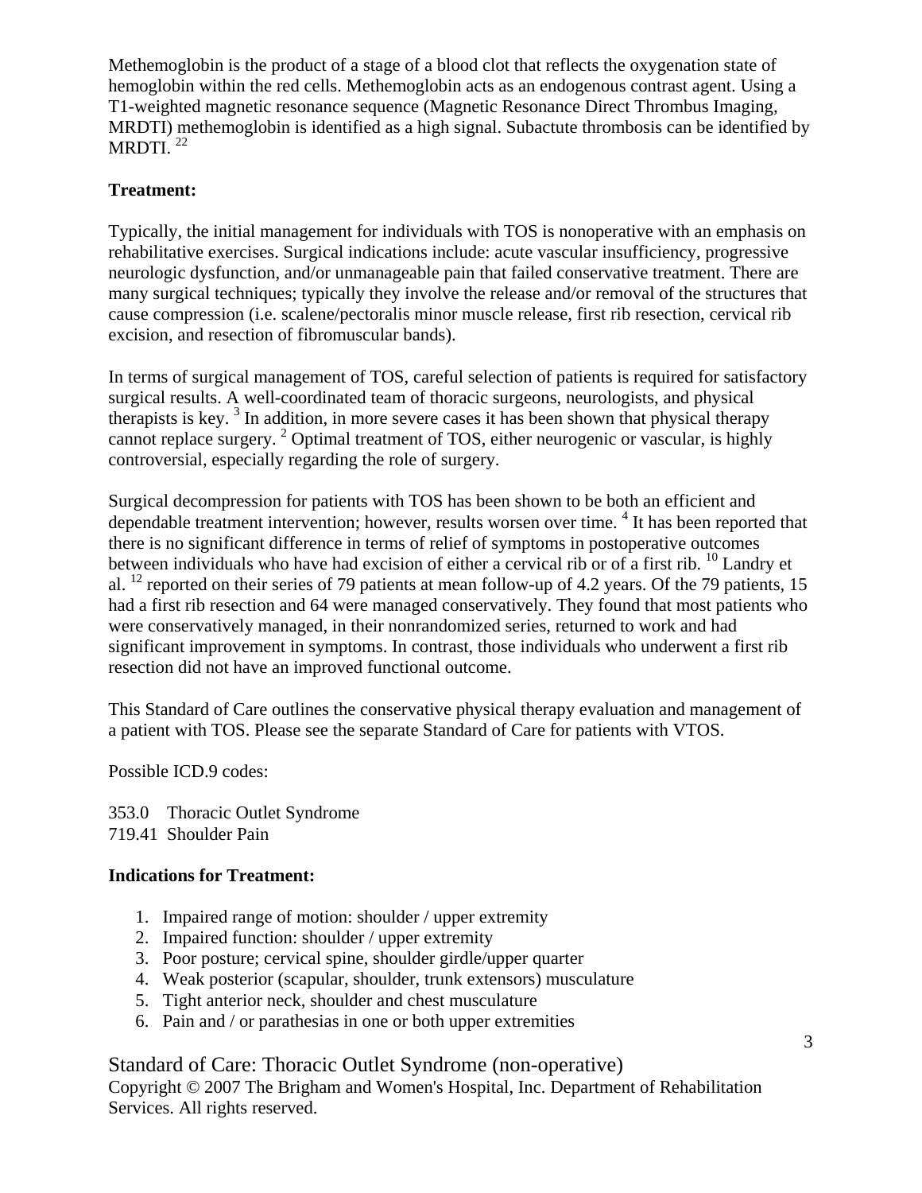Methemoglobin is the product of a stage of a blood clot that reflects the oxygenation state of hemoglobin within the red cells. Methemoglobin acts as an endogenous contrast agent. Using a T1-weighted magnetic resonance sequence (Magnetic Resonance Direct Thrombus Imaging, MRDTI) methemoglobin is identified as a high signal. Subactute thrombosis can be identified by MRDTI. [22]

**Treatment:**

Typically, the initial management for individuals with TOS is nonoperative with an emphasis on rehabilitative exercises. Surgical indications include: acute vascular insufficiency, progressive neurologic dysfunction, and/or unmanageable pain that failed conservative treatment. There are many surgical techniques; typically they involve the release and/or removal of the structures that cause compression (i.e. scalene/pectoralis minor muscle release, first rib resection, cervical rib excision, and resection of fibromuscular bands).

In terms of surgical management of TOS, careful selection of patients is required for satisfactory surgical results. A well-coordinated team of thoracic surgeons, neurologists, and physical therapists is key. [3] In addition, in more severe cases it has been shown that physical therapy cannot replace surgery. [2] Optimal treatment of TOS, either neurogenic or vascular, is highly controversial, especially regarding the role of surgery.

Surgical decompression for patients with TOS has been shown to be both an efficient and dependable treatment intervention; however, results worsen over time. [4] It has been reported that there is no significant difference in terms of relief of symptoms in postoperative outcomes between individuals who have had excision of either a cervical rib or of a first rib. [10] Landry et al. [12] reported on their series of 79 patients at mean follow-up of 4.2 years. Of the 79 patients, 15 had a first rib resection and 64 were managed conservatively. They found that most patients who were conservatively managed, in their nonrandomized series, returned to work and had significant improvement in symptoms. In contrast, those individuals who underwent a first rib resection did not have an improved functional outcome.

This Standard of Care outlines the conservative physical therapy evaluation and management of a patient with TOS. Please see the separate Standard of Care for patients with VTOS.

Possible ICD.9 codes:

353.0 Thoracic Outlet Syndrome
719.41 Shoulder Pain

**Indications for Treatment:**

1. Impaired range of motion: shoulder / upper extremity
2. Impaired function: shoulder / upper extremity
3. Poor posture; cervical spine, shoulder girdle/upper quarter
4. Weak posterior (scapular, shoulder, trunk extensors) musculature
5. Tight anterior neck, shoulder and chest musculature
6. Pain and / or parathesias in one or both upper extremities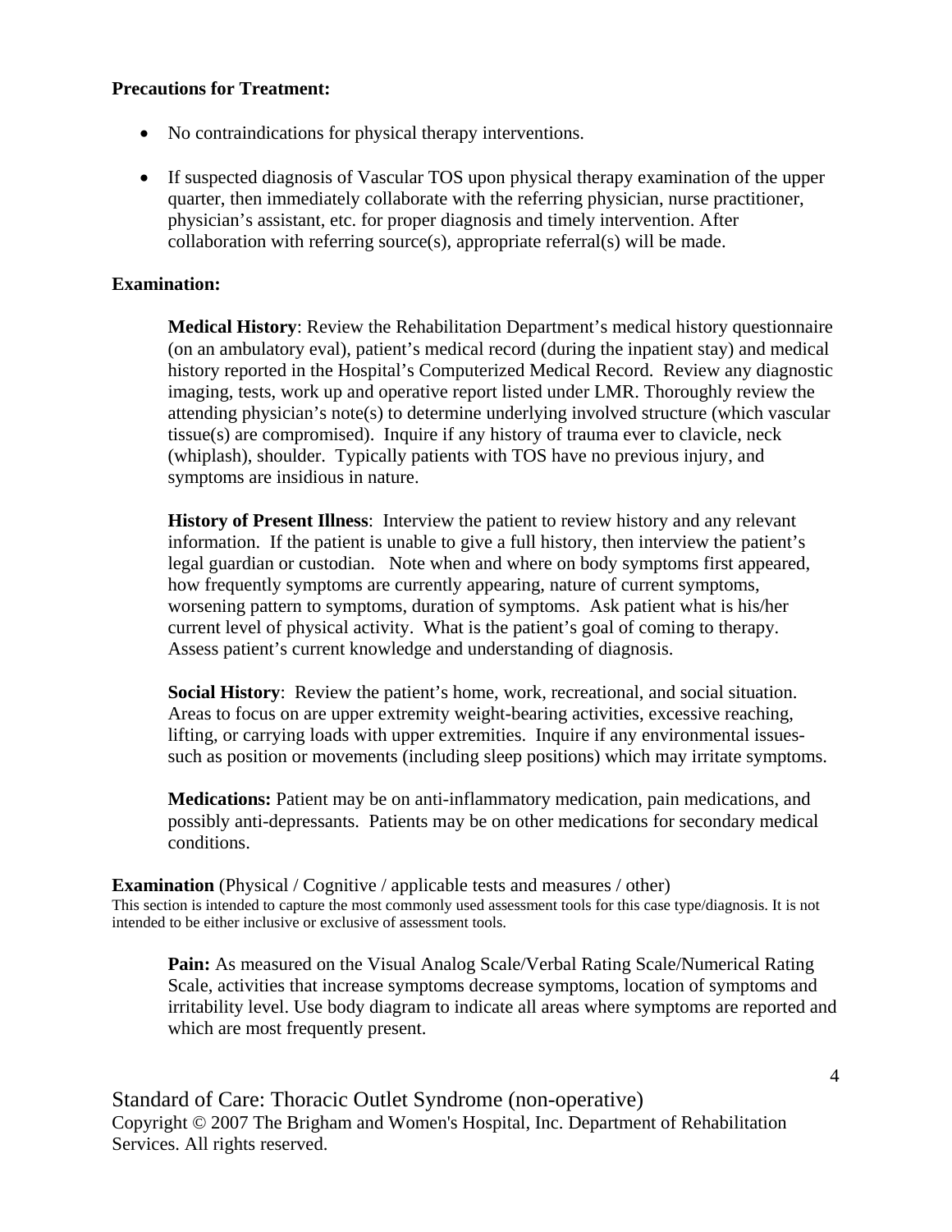**Precautions for Treatment:**

- No contraindications for physical therapy interventions.
- If suspected diagnosis of Vascular TOS upon physical therapy examination of the upper quarter, then immediately collaborate with the referring physician, nurse practitioner, physician's assistant, etc. for proper diagnosis and timely intervention. After collaboration with referring source(s), appropriate referral(s) will be made.

**Examination:**

**Medical History**: Review the Rehabilitation Department's medical history questionnaire (on an ambulatory eval), patient's medical record (during the inpatient stay) and medical history reported in the Hospital's Computerized Medical Record. Review any diagnostic imaging, tests, work up and operative report listed under LMR. Thoroughly review the attending physician's note(s) to determine underlying involved structure (which vascular tissue(s) are compromised). Inquire if any history of trauma ever to clavicle, neck (whiplash), shoulder. Typically patients with TOS have no previous injury, and symptoms are insidious in nature.

**History of Present Illness**: Interview the patient to review history and any relevant information. If the patient is unable to give a full history, then interview the patient's legal guardian or custodian. Note when and where on body symptoms first appeared, how frequently symptoms are currently appearing, nature of current symptoms, worsening pattern to symptoms, duration of symptoms. Ask patient what is his/her current level of physical activity. What is the patient's goal of coming to therapy. Assess patient's current knowledge and understanding of diagnosis.

**Social History**: Review the patient's home, work, recreational, and social situation. Areas to focus on are upper extremity weight-bearing activities, excessive reaching, lifting, or carrying loads with upper extremities. Inquire if any environmental issues- such as position or movements (including sleep positions) which may irritate symptoms.

**Medications:** Patient may be on anti-inflammatory medication, pain medications, and possibly anti-depressants. Patients may be on other medications for secondary medical conditions.

**Examination** (Physical / Cognitive / applicable tests and measures / other)
This section is intended to capture the most commonly used assessment tools for this case type/diagnosis. It is not intended to be either inclusive or exclusive of assessment tools.

**Pain:** As measured on the Visual Analog Scale/Verbal Rating Scale/Numerical Rating Scale, activities that increase symptoms decrease symptoms, location of symptoms and irritability level. Use body diagram to indicate all areas where symptoms are reported and which are most frequently present.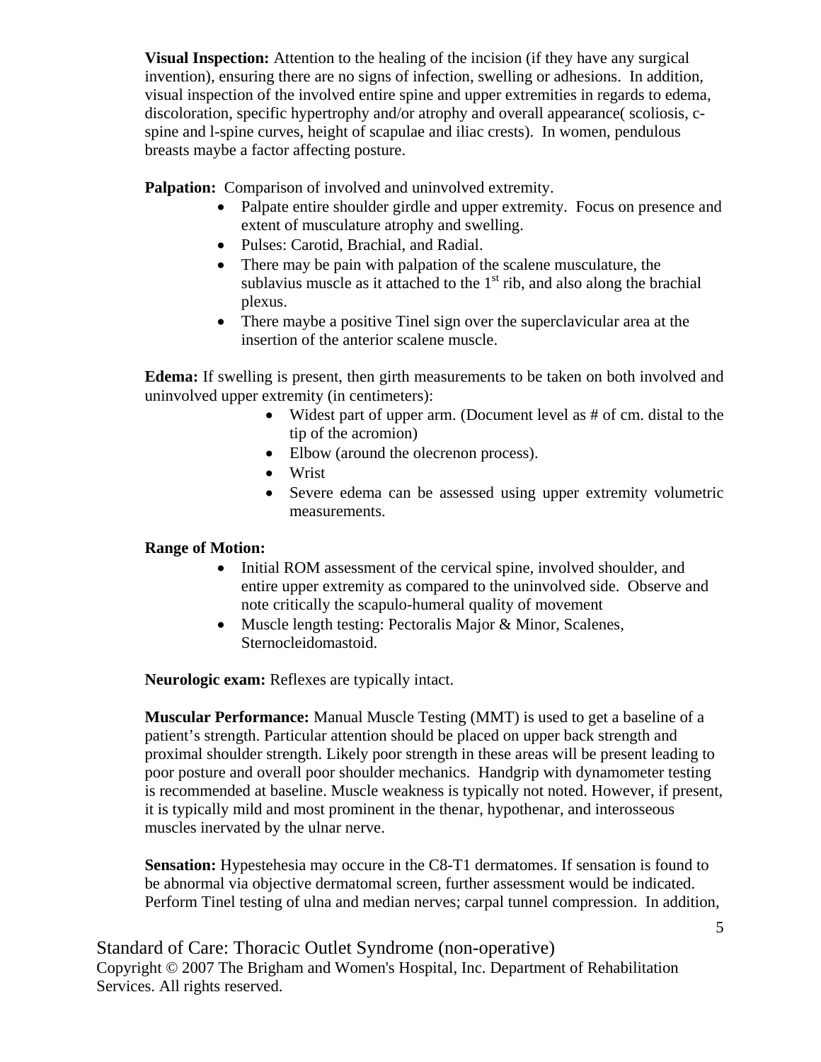**Visual Inspection:** Attention to the healing of the incision (if they have any surgical invention), ensuring there are no signs of infection, swelling or adhesions. In addition, visual inspection of the involved entire spine and upper extremities in regards to edema, discoloration, specific hypertrophy and/or atrophy and overall appearance( scoliosis, c-spine and l-spine curves, height of scapulae and iliac crests). In women, pendulous breasts maybe a factor affecting posture.

**Palpation:** Comparison of involved and uninvolved extremity.

- Palpate entire shoulder girdle and upper extremity. Focus on presence and extent of musculature atrophy and swelling.
- Pulses: Carotid, Brachial, and Radial.
- There may be pain with palpation of the scalene musculature, the sublavius muscle as it attached to the 1st rib, and also along the brachial plexus.
- There maybe a positive Tinel sign over the superclavicular area at the insertion of the anterior scalene muscle.

**Edema:** If swelling is present, then girth measurements to be taken on both involved and uninvolved upper extremity (in centimeters):

- Widest part of upper arm. (Document level as # of cm. distal to the tip of the acromion)
- Elbow (around the olecrenon process).
- Wrist
- Severe edema can be assessed using upper extremity volumetric measurements.

**Range of Motion:**

- Initial ROM assessment of the cervical spine, involved shoulder, and entire upper extremity as compared to the uninvolved side. Observe and note critically the scapulo-humeral quality of movement
- Muscle length testing: Pectoralis Major & Minor, Scalenes, Sternocleidomastoid.

**Neurologic exam:** Reflexes are typically intact.

**Muscular Performance:** Manual Muscle Testing (MMT) is used to get a baseline of a patient's strength. Particular attention should be placed on upper back strength and proximal shoulder strength. Likely poor strength in these areas will be present leading to poor posture and overall poor shoulder mechanics. Handgrip with dynamometer testing is recommended at baseline. Muscle weakness is typically not noted. However, if present, it is typically mild and most prominent in the thenar, hypothenar, and interosseous muscles inervated by the ulnar nerve.

**Sensation:** Hypestehesia may occure in the C8-T1 dermatomes. If sensation is found to be abnormal via objective dermatomal screen, further assessment would be indicated. Perform Tinel testing of ulna and median nerves; carpal tunnel compression. In addition,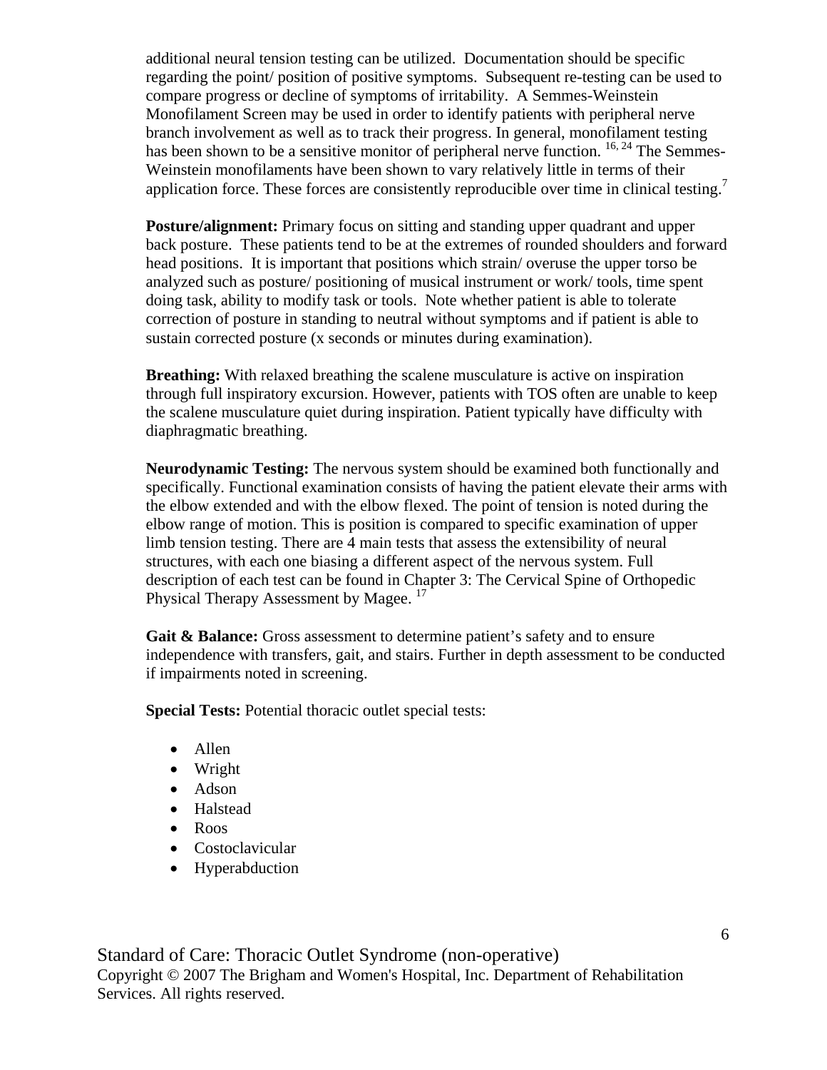additional neural tension testing can be utilized. Documentation should be specific regarding the point/ position of positive symptoms. Subsequent re-testing can be used to compare progress or decline of symptoms of irritability. A Semmes-Weinstein Monofilament Screen may be used in order to identify patients with peripheral nerve branch involvement as well as to track their progress. In general, monofilament testing has been shown to be a sensitive monitor of peripheral nerve function. [16, 24] The Semmes-Weinstein monofilaments have been shown to vary relatively little in terms of their application force. These forces are consistently reproducible over time in clinical testing.[7]

**Posture/alignment:** Primary focus on sitting and standing upper quadrant and upper back posture. These patients tend to be at the extremes of rounded shoulders and forward head positions. It is important that positions which strain/ overuse the upper torso be analyzed such as posture/ positioning of musical instrument or work/ tools, time spent doing task, ability to modify task or tools. Note whether patient is able to tolerate correction of posture in standing to neutral without symptoms and if patient is able to sustain corrected posture (x seconds or minutes during examination).

**Breathing:** With relaxed breathing the scalene musculature is active on inspiration through full inspiratory excursion. However, patients with TOS often are unable to keep the scalene musculature quiet during inspiration. Patient typically have difficulty with diaphragmatic breathing.

**Neurodynamic Testing:** The nervous system should be examined both functionally and specifically. Functional examination consists of having the patient elevate their arms with the elbow extended and with the elbow flexed. The point of tension is noted during the elbow range of motion. This is position is compared to specific examination of upper limb tension testing. There are 4 main tests that assess the extensibility of neural structures, with each one biasing a different aspect of the nervous system. Full description of each test can be found in Chapter 3: The Cervical Spine of Orthopedic Physical Therapy Assessment by Magee. [17]

**Gait & Balance:** Gross assessment to determine patient's safety and to ensure independence with transfers, gait, and stairs. Further in depth assessment to be conducted if impairments noted in screening.

**Special Tests:** Potential thoracic outlet special tests:

- Allen
- Wright
- Adson
- Halstead
- Roos
- Costoclavicular
- Hyperabduction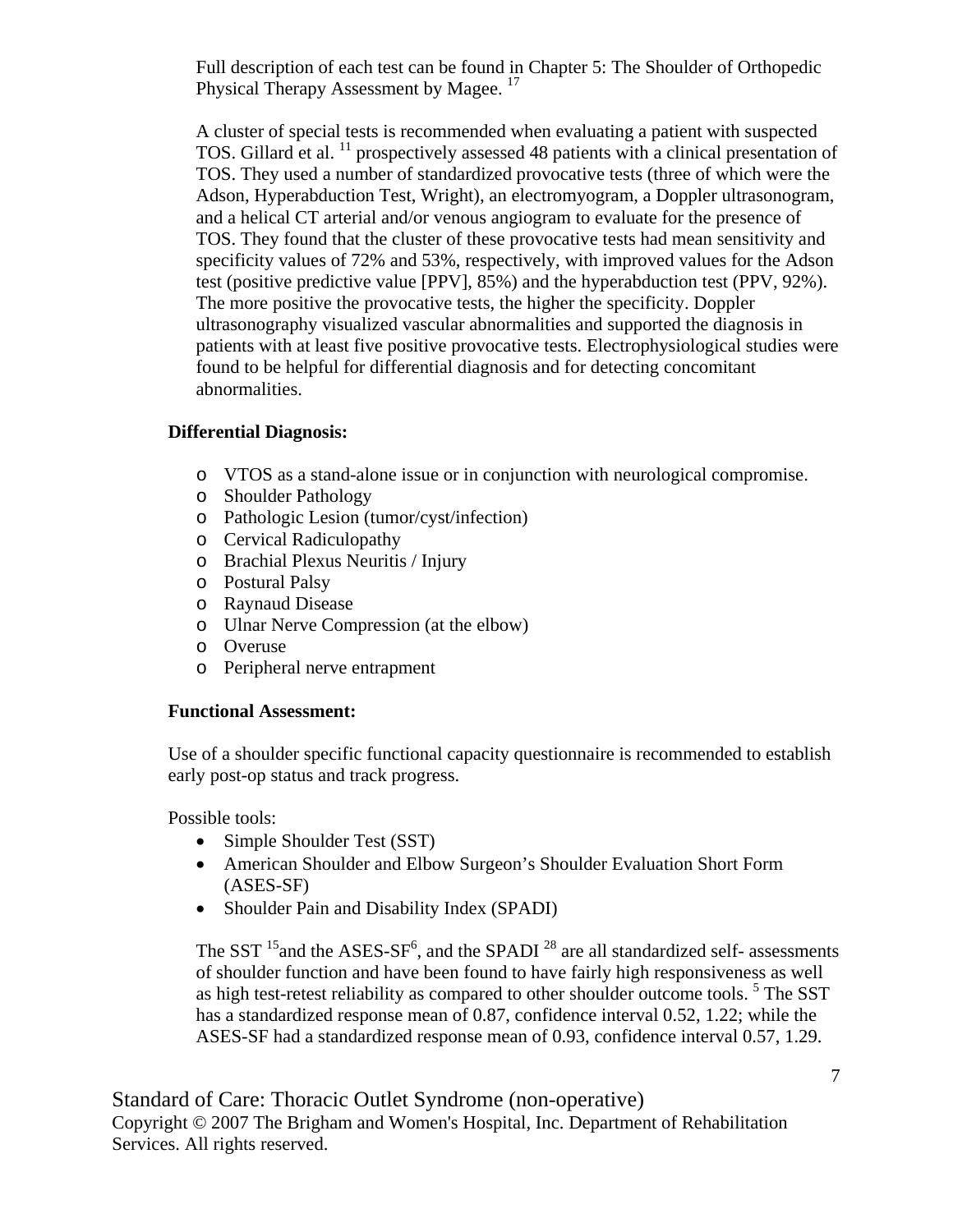Full description of each test can be found in Chapter 5: The Shoulder of Orthopedic Physical Therapy Assessment by Magee. [17]

A cluster of special tests is recommended when evaluating a patient with suspected TOS. Gillard et al. [11] prospectively assessed 48 patients with a clinical presentation of TOS. They used a number of standardized provocative tests (three of which were the Adson, Hyperabduction Test, Wright), an electromyogram, a Doppler ultrasonogram, and a helical CT arterial and/or venous angiogram to evaluate for the presence of TOS. They found that the cluster of these provocative tests had mean sensitivity and specificity values of 72% and 53%, respectively, with improved values for the Adson test (positive predictive value [PPV], 85%) and the hyperabduction test (PPV, 92%). The more positive the provocative tests, the higher the specificity. Doppler ultrasonography visualized vascular abnormalities and supported the diagnosis in patients with at least five positive provocative tests. Electrophysiological studies were found to be helpful for differential diagnosis and for detecting concomitant abnormalities.

**Differential Diagnosis:**

- VTOS as a stand-alone issue or in conjunction with neurological compromise.
- Shoulder Pathology
- Pathologic Lesion (tumor/cyst/infection)
- Cervical Radiculopathy
- Brachial Plexus Neuritis / Injury
- Postural Palsy
- Raynaud Disease
- Ulnar Nerve Compression (at the elbow)
- Overuse
- Peripheral nerve entrapment

**Functional Assessment:**

Use of a shoulder specific functional capacity questionnaire is recommended to establish early post-op status and track progress.

Possible tools:

- Simple Shoulder Test (SST)
- American Shoulder and Elbow Surgeon's Shoulder Evaluation Short Form (ASES-SF)
- Shoulder Pain and Disability Index (SPADI)

The SST [15] and the ASES-SF[6], and the SPADI [28] are all standardized self- assessments of shoulder function and have been found to have fairly high responsiveness as well as high test-retest reliability as compared to other shoulder outcome tools. [5] The SST has a standardized response mean of 0.87, confidence interval 0.52, 1.22; while the ASES-SF had a standardized response mean of 0.93, confidence interval 0.57, 1.29.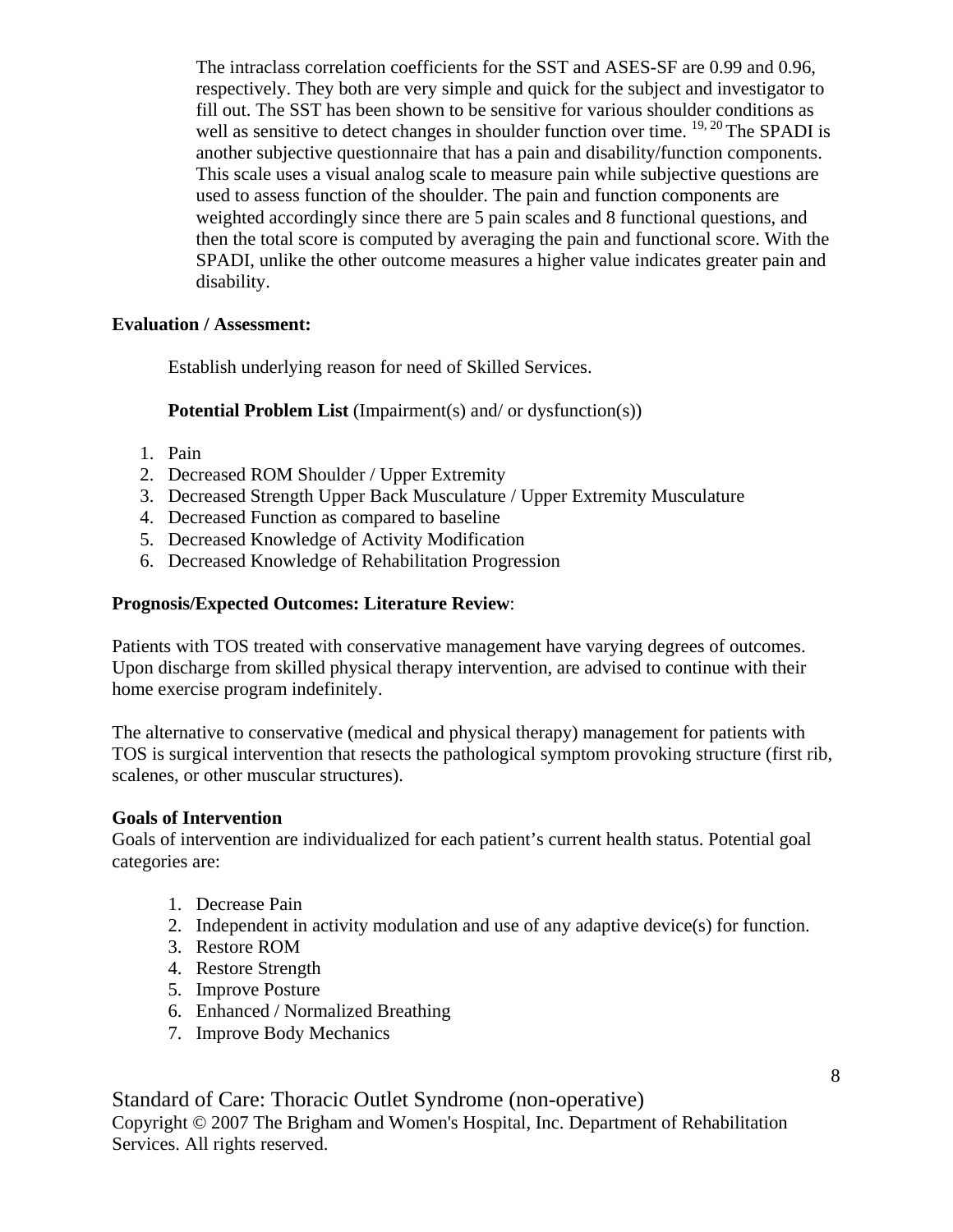The intraclass correlation coefficients for the SST and ASES-SF are 0.99 and 0.96, respectively. They both are very simple and quick for the subject and investigator to fill out. The SST has been shown to be sensitive for various shoulder conditions as well as sensitive to detect changes in shoulder function over time. [19, 20] The SPADI is another subjective questionnaire that has a pain and disability/function components. This scale uses a visual analog scale to measure pain while subjective questions are used to assess function of the shoulder. The pain and function components are weighted accordingly since there are 5 pain scales and 8 functional questions, and then the total score is computed by averaging the pain and functional score. With the SPADI, unlike the other outcome measures a higher value indicates greater pain and disability.

**Evaluation / Assessment:**

Establish underlying reason for need of Skilled Services.

**Potential Problem List** (Impairment(s) and/ or dysfunction(s))

1. Pain
2. Decreased ROM Shoulder / Upper Extremity
3. Decreased Strength Upper Back Musculature / Upper Extremity Musculature
4. Decreased Function as compared to baseline
5. Decreased Knowledge of Activity Modification
6. Decreased Knowledge of Rehabilitation Progression

**Prognosis/Expected Outcomes: Literature Review**:

Patients with TOS treated with conservative management have varying degrees of outcomes. Upon discharge from skilled physical therapy intervention, are advised to continue with their home exercise program indefinitely.

The alternative to conservative (medical and physical therapy) management for patients with TOS is surgical intervention that resects the pathological symptom provoking structure (first rib, scalenes, or other muscular structures).

**Goals of Intervention**

Goals of intervention are individualized for each patient's current health status. Potential goal categories are:

1. Decrease Pain
2. Independent in activity modulation and use of any adaptive device(s) for function.
3. Restore ROM
4. Restore Strength
5. Improve Posture
6. Enhanced / Normalized Breathing
7. Improve Body Mechanics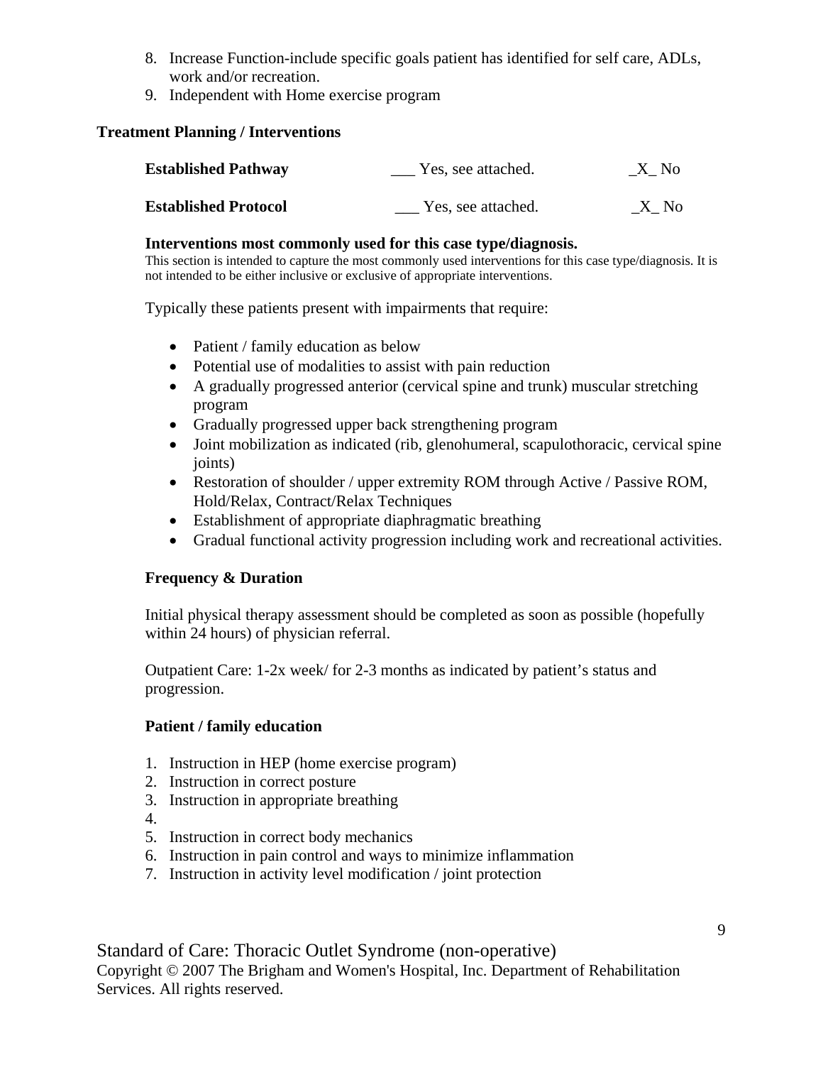8. Increase Function-include specific goals patient has identified for self care, ADLs, work and/or recreation.
9. Independent with Home exercise program

**Treatment Planning / Interventions**

| | | |
|---|---|---|
| **Established Pathway** | ___ Yes, see attached. | _X_ No |
| **Established Protocol** | ___ Yes, see attached. | _X_ No |

**Interventions most commonly used for this case type/diagnosis.**

This section is intended to capture the most commonly used interventions for this case type/diagnosis. It is not intended to be either inclusive or exclusive of appropriate interventions.

Typically these patients present with impairments that require:

- Patient / family education as below
- Potential use of modalities to assist with pain reduction
- A gradually progressed anterior (cervical spine and trunk) muscular stretching program
- Gradually progressed upper back strengthening program
- Joint mobilization as indicated (rib, glenohumeral, scapulothoracic, cervical spine joints)
- Restoration of shoulder / upper extremity ROM through Active / Passive ROM, Hold/Relax, Contract/Relax Techniques
- Establishment of appropriate diaphragmatic breathing
- Gradual functional activity progression including work and recreational activities.

**Frequency & Duration**

Initial physical therapy assessment should be completed as soon as possible (hopefully within 24 hours) of physician referral.

Outpatient Care: 1-2x week/ for 2-3 months as indicated by patient's status and progression.

**Patient / family education**

1. Instruction in HEP (home exercise program)
2. Instruction in correct posture
3. Instruction in appropriate breathing
4. 
5. Instruction in correct body mechanics
6. Instruction in pain control and ways to minimize inflammation
7. Instruction in activity level modification / joint protection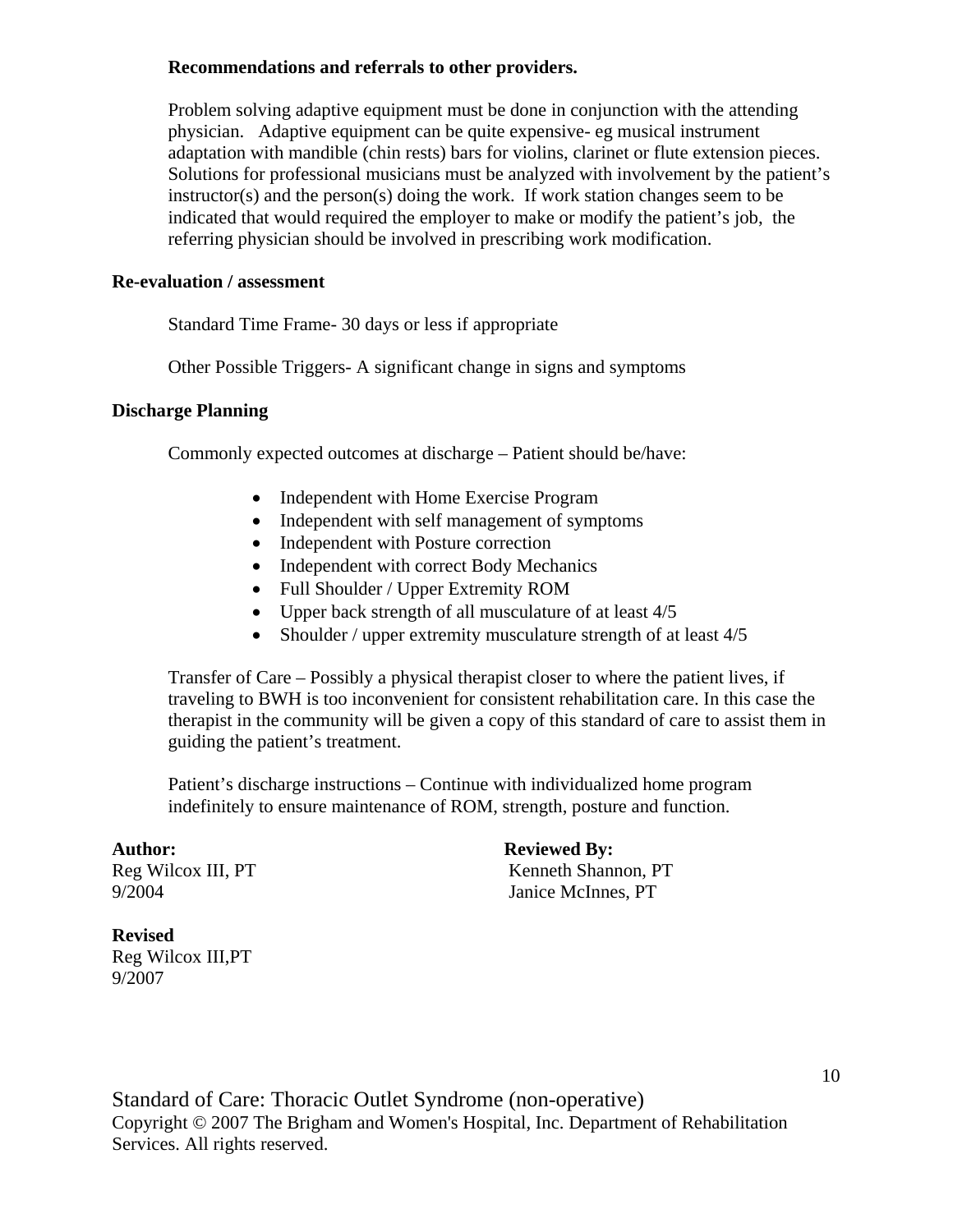**Recommendations and referrals to other providers.**

Problem solving adaptive equipment must be done in conjunction with the attending physician. Adaptive equipment can be quite expensive- eg musical instrument adaptation with mandible (chin rests) bars for violins, clarinet or flute extension pieces. Solutions for professional musicians must be analyzed with involvement by the patient's instructor(s) and the person(s) doing the work. If work station changes seem to be indicated that would required the employer to make or modify the patient's job, the referring physician should be involved in prescribing work modification.

**Re-evaluation / assessment**

Standard Time Frame- 30 days or less if appropriate

Other Possible Triggers- A significant change in signs and symptoms

**Discharge Planning**

Commonly expected outcomes at discharge – Patient should be/have:

- Independent with Home Exercise Program
- Independent with self management of symptoms
- Independent with Posture correction
- Independent with correct Body Mechanics
- Full Shoulder / Upper Extremity ROM
- Upper back strength of all musculature of at least 4/5
- Shoulder / upper extremity musculature strength of at least 4/5

Transfer of Care – Possibly a physical therapist closer to where the patient lives, if traveling to BWH is too inconvenient for consistent rehabilitation care. In this case the therapist in the community will be given a copy of this standard of care to assist them in guiding the patient's treatment.

Patient's discharge instructions – Continue with individualized home program indefinitely to ensure maintenance of ROM, strength, posture and function.

**Author:**
Reg Wilcox III, PT
9/2004

**Reviewed By:**
Kenneth Shannon, PT
Janice McInnes, PT

**Revised**
Reg Wilcox III,PT
9/2007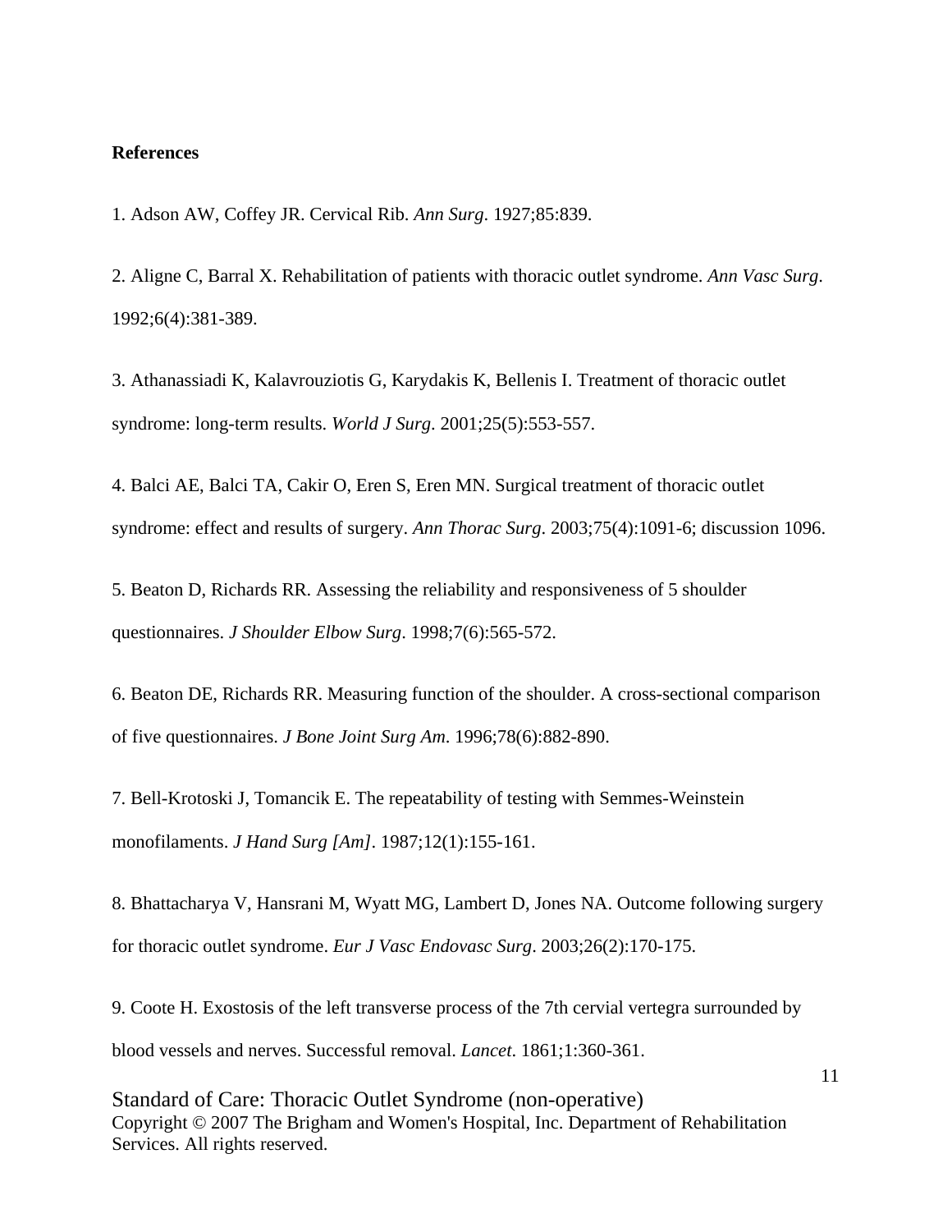**References**

1. Adson AW, Coffey JR. Cervical Rib. *Ann Surg*. 1927;85:839.

2. Aligne C, Barral X. Rehabilitation of patients with thoracic outlet syndrome. *Ann Vasc Surg*. 1992;6(4):381-389.

3. Athanassiadi K, Kalavrouziotis G, Karydakis K, Bellenis I. Treatment of thoracic outlet syndrome: long-term results. *World J Surg*. 2001;25(5):553-557.

4. Balci AE, Balci TA, Cakir O, Eren S, Eren MN. Surgical treatment of thoracic outlet syndrome: effect and results of surgery. *Ann Thorac Surg*. 2003;75(4):1091-6; discussion 1096.

5. Beaton D, Richards RR. Assessing the reliability and responsiveness of 5 shoulder questionnaires. *J Shoulder Elbow Surg*. 1998;7(6):565-572.

6. Beaton DE, Richards RR. Measuring function of the shoulder. A cross-sectional comparison of five questionnaires. *J Bone Joint Surg Am*. 1996;78(6):882-890.

7. Bell-Krotoski J, Tomancik E. The repeatability of testing with Semmes-Weinstein monofilaments. *J Hand Surg [Am]*. 1987;12(1):155-161.

8. Bhattacharya V, Hansrani M, Wyatt MG, Lambert D, Jones NA. Outcome following surgery for thoracic outlet syndrome. *Eur J Vasc Endovasc Surg*. 2003;26(2):170-175.

9. Coote H. Exostosis of the left transverse process of the 7th cervial vertegra surrounded by blood vessels and nerves. Successful removal. *Lancet*. 1861;1:360-361.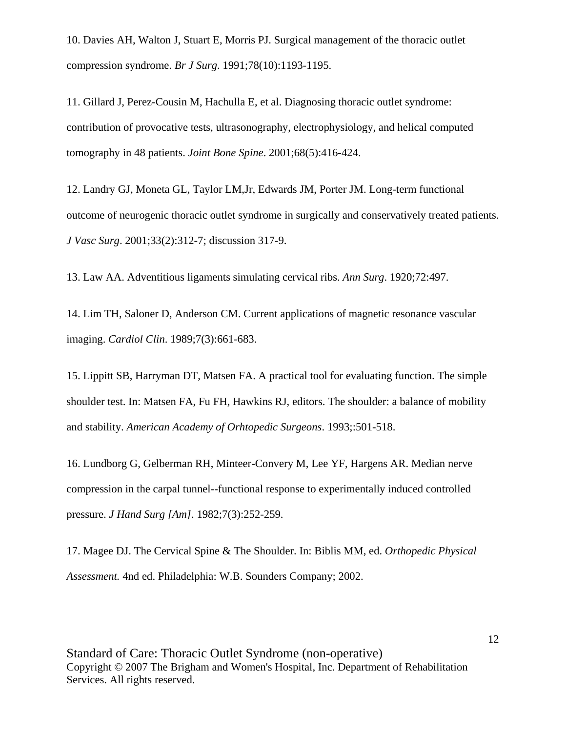10. Davies AH, Walton J, Stuart E, Morris PJ. Surgical management of the thoracic outlet compression syndrome. *Br J Surg*. 1991;78(10):1193-1195.

11. Gillard J, Perez-Cousin M, Hachulla E, et al. Diagnosing thoracic outlet syndrome: contribution of provocative tests, ultrasonography, electrophysiology, and helical computed tomography in 48 patients. *Joint Bone Spine*. 2001;68(5):416-424.

12. Landry GJ, Moneta GL, Taylor LM,Jr, Edwards JM, Porter JM. Long-term functional outcome of neurogenic thoracic outlet syndrome in surgically and conservatively treated patients. *J Vasc Surg*. 2001;33(2):312-7; discussion 317-9.

13. Law AA. Adventitious ligaments simulating cervical ribs. *Ann Surg*. 1920;72:497.

14. Lim TH, Saloner D, Anderson CM. Current applications of magnetic resonance vascular imaging. *Cardiol Clin*. 1989;7(3):661-683.

15. Lippitt SB, Harryman DT, Matsen FA. A practical tool for evaluating function. The simple shoulder test. In: Matsen FA, Fu FH, Hawkins RJ, editors. The shoulder: a balance of mobility and stability. *American Academy of Orhtopedic Surgeons*. 1993;:501-518.

16. Lundborg G, Gelberman RH, Minteer-Convery M, Lee YF, Hargens AR. Median nerve compression in the carpal tunnel--functional response to experimentally induced controlled pressure. *J Hand Surg [Am]*. 1982;7(3):252-259.

17. Magee DJ. The Cervical Spine & The Shoulder. In: Biblis MM, ed. *Orthopedic Physical Assessment.* 4nd ed. Philadelphia: W.B. Sounders Company; 2002.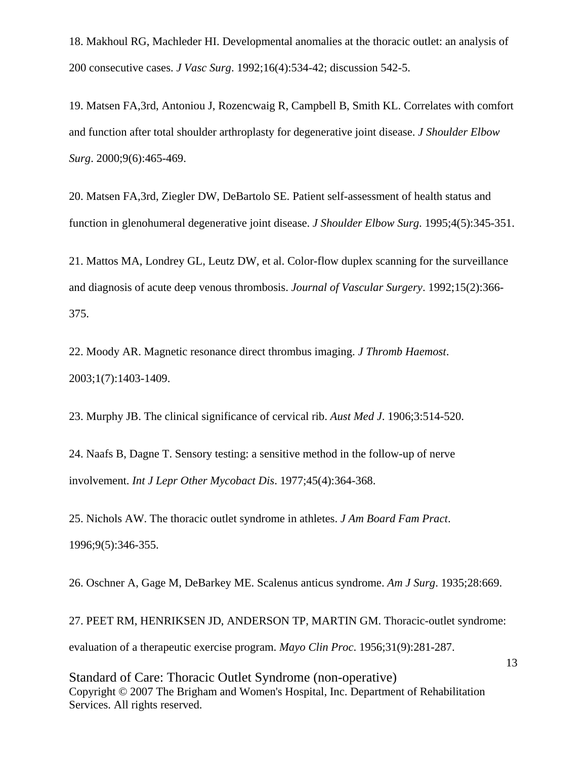18. Makhoul RG, Machleder HI. Developmental anomalies at the thoracic outlet: an analysis of 200 consecutive cases. *J Vasc Surg*. 1992;16(4):534-42; discussion 542-5.

19. Matsen FA,3rd, Antoniou J, Rozencwaig R, Campbell B, Smith KL. Correlates with comfort and function after total shoulder arthroplasty for degenerative joint disease. *J Shoulder Elbow Surg*. 2000;9(6):465-469.

20. Matsen FA,3rd, Ziegler DW, DeBartolo SE. Patient self-assessment of health status and function in glenohumeral degenerative joint disease. *J Shoulder Elbow Surg*. 1995;4(5):345-351.

21. Mattos MA, Londrey GL, Leutz DW, et al. Color-flow duplex scanning for the surveillance and diagnosis of acute deep venous thrombosis. *Journal of Vascular Surgery*. 1992;15(2):366-375.

22. Moody AR. Magnetic resonance direct thrombus imaging. *J Thromb Haemost*. 2003;1(7):1403-1409.

23. Murphy JB. The clinical significance of cervical rib. *Aust Med J*. 1906;3:514-520.

24. Naafs B, Dagne T. Sensory testing: a sensitive method in the follow-up of nerve involvement. *Int J Lepr Other Mycobact Dis*. 1977;45(4):364-368.

25. Nichols AW. The thoracic outlet syndrome in athletes. *J Am Board Fam Pract*. 1996;9(5):346-355.

26. Oschner A, Gage M, DeBarkey ME. Scalenus anticus syndrome. *Am J Surg*. 1935;28:669.

27. PEET RM, HENRIKSEN JD, ANDERSON TP, MARTIN GM. Thoracic-outlet syndrome: evaluation of a therapeutic exercise program. *Mayo Clin Proc*. 1956;31(9):281-287.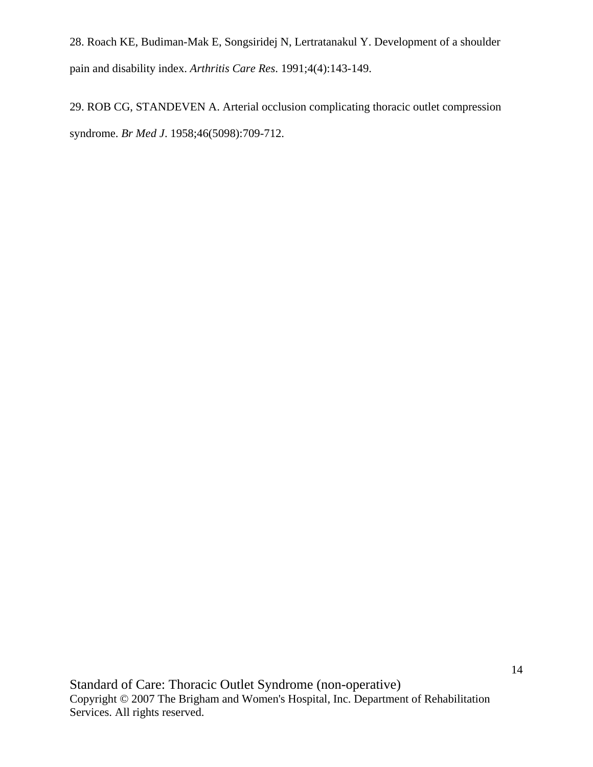28. Roach KE, Budiman-Mak E, Songsiridej N, Lertratanakul Y. Development of a shoulder pain and disability index. *Arthritis Care Res*. 1991;4(4):143-149.

29. ROB CG, STANDEVEN A. Arterial occlusion complicating thoracic outlet compression syndrome. *Br Med J*. 1958;46(5098):709-712.